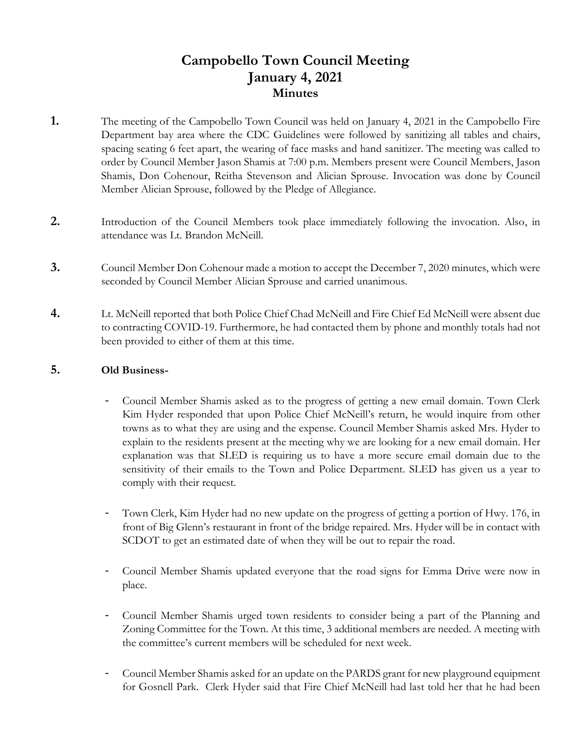# Campobello Town Council Meeting
## January 4, 2021
### Minutes

**1.** The meeting of the Campobello Town Council was held on January 4, 2021 in the Campobello Fire Department bay area where the CDC Guidelines were followed by sanitizing all tables and chairs, spacing seating 6 feet apart, the wearing of face masks and hand sanitizer. The meeting was called to order by Council Member Jason Shamis at 7:00 p.m. Members present were Council Members, Jason Shamis, Don Cohenour, Reitha Stevenson and Alician Sprouse. Invocation was done by Council Member Alician Sprouse, followed by the Pledge of Allegiance.

**2.** Introduction of the Council Members took place immediately following the invocation. Also, in attendance was Lt. Brandon McNeill.

**3.** Council Member Don Cohenour made a motion to accept the December 7, 2020 minutes, which were seconded by Council Member Alician Sprouse and carried unanimous.

**4.** Lt. McNeill reported that both Police Chief Chad McNeill and Fire Chief Ed McNeill were absent due to contracting COVID-19. Furthermore, he had contacted them by phone and monthly totals had not been provided to either of them at this time.

**5.** **Old Business-**

- Council Member Shamis asked as to the progress of getting a new email domain. Town Clerk Kim Hyder responded that upon Police Chief McNeill's return, he would inquire from other towns as to what they are using and the expense. Council Member Shamis asked Mrs. Hyder to explain to the residents present at the meeting why we are looking for a new email domain. Her explanation was that SLED is requiring us to have a more secure email domain due to the sensitivity of their emails to the Town and Police Department. SLED has given us a year to comply with their request.

- Town Clerk, Kim Hyder had no new update on the progress of getting a portion of Hwy. 176, in front of Big Glenn's restaurant in front of the bridge repaired. Mrs. Hyder will be in contact with SCDOT to get an estimated date of when they will be out to repair the road.

- Council Member Shamis updated everyone that the road signs for Emma Drive were now in place.

- Council Member Shamis urged town residents to consider being a part of the Planning and Zoning Committee for the Town. At this time, 3 additional members are needed. A meeting with the committee's current members will be scheduled for next week.

- Council Member Shamis asked for an update on the PARDS grant for new playground equipment for Gosnell Park. Clerk Hyder said that Fire Chief McNeill had last told her that he had been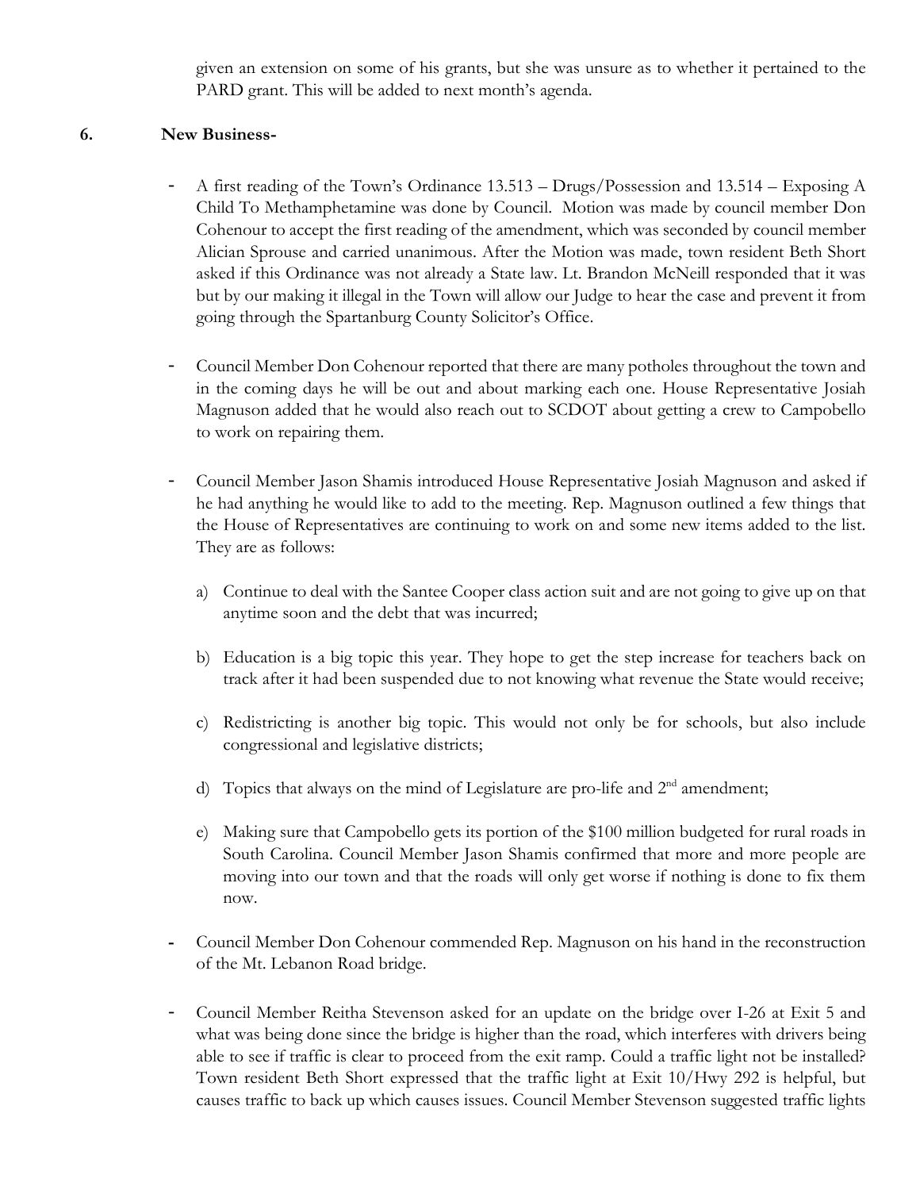given an extension on some of his grants, but she was unsure as to whether it pertained to the PARD grant. This will be added to next month's agenda.

**6. New Business-**

- A first reading of the Town's Ordinance 13.513 – Drugs/Possession and 13.514 – Exposing A Child To Methamphetamine was done by Council. Motion was made by council member Don Cohenour to accept the first reading of the amendment, which was seconded by council member Alician Sprouse and carried unanimous. After the Motion was made, town resident Beth Short asked if this Ordinance was not already a State law. Lt. Brandon McNeill responded that it was but by our making it illegal in the Town will allow our Judge to hear the case and prevent it from going through the Spartanburg County Solicitor's Office.

- Council Member Don Cohenour reported that there are many potholes throughout the town and in the coming days he will be out and about marking each one. House Representative Josiah Magnuson added that he would also reach out to SCDOT about getting a crew to Campobello to work on repairing them.

- Council Member Jason Shamis introduced House Representative Josiah Magnuson and asked if he had anything he would like to add to the meeting. Rep. Magnuson outlined a few things that the House of Representatives are continuing to work on and some new items added to the list. They are as follows:

  a) Continue to deal with the Santee Cooper class action suit and are not going to give up on that anytime soon and the debt that was incurred;

  b) Education is a big topic this year. They hope to get the step increase for teachers back on track after it had been suspended due to not knowing what revenue the State would receive;

  c) Redistricting is another big topic. This would not only be for schools, but also include congressional and legislative districts;

  d) Topics that always on the mind of Legislature are pro-life and 2nd amendment;

  e) Making sure that Campobello gets its portion of the $100 million budgeted for rural roads in South Carolina. Council Member Jason Shamis confirmed that more and more people are moving into our town and that the roads will only get worse if nothing is done to fix them now.

- Council Member Don Cohenour commended Rep. Magnuson on his hand in the reconstruction of the Mt. Lebanon Road bridge.

- Council Member Reitha Stevenson asked for an update on the bridge over I-26 at Exit 5 and what was being done since the bridge is higher than the road, which interferes with drivers being able to see if traffic is clear to proceed from the exit ramp. Could a traffic light not be installed? Town resident Beth Short expressed that the traffic light at Exit 10/Hwy 292 is helpful, but causes traffic to back up which causes issues. Council Member Stevenson suggested traffic lights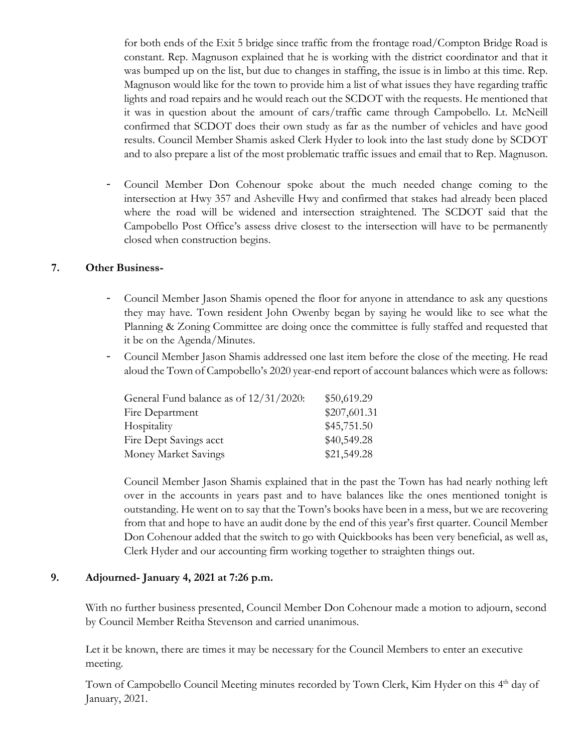for both ends of the Exit 5 bridge since traffic from the frontage road/Compton Bridge Road is constant. Rep. Magnuson explained that he is working with the district coordinator and that it was bumped up on the list, but due to changes in staffing, the issue is in limbo at this time. Rep. Magnuson would like for the town to provide him a list of what issues they have regarding traffic lights and road repairs and he would reach out the SCDOT with the requests. He mentioned that it was in question about the amount of cars/traffic came through Campobello. Lt. McNeill confirmed that SCDOT does their own study as far as the number of vehicles and have good results. Council Member Shamis asked Clerk Hyder to look into the last study done by SCDOT and to also prepare a list of the most problematic traffic issues and email that to Rep. Magnuson.

- Council Member Don Cohenour spoke about the much needed change coming to the intersection at Hwy 357 and Asheville Hwy and confirmed that stakes had already been placed where the road will be widened and intersection straightened. The SCDOT said that the Campobello Post Office's assess drive closest to the intersection will have to be permanently closed when construction begins.

## 7. Other Business-

- Council Member Jason Shamis opened the floor for anyone in attendance to ask any questions they may have. Town resident John Owenby began by saying he would like to see what the Planning & Zoning Committee are doing once the committee is fully staffed and requested that it be on the Agenda/Minutes.
- Council Member Jason Shamis addressed one last item before the close of the meeting. He read aloud the Town of Campobello's 2020 year-end report of account balances which were as follows:

| | |
|---|---|
| General Fund balance as of 12/31/2020: | $50,619.29 |
| Fire Department | $207,601.31 |
| Hospitality | $45,751.50 |
| Fire Dept Savings acct | $40,549.28 |
| Money Market Savings | $21,549.28 |

Council Member Jason Shamis explained that in the past the Town has had nearly nothing left over in the accounts in years past and to have balances like the ones mentioned tonight is outstanding. He went on to say that the Town's books have been in a mess, but we are recovering from that and hope to have an audit done by the end of this year's first quarter. Council Member Don Cohenour added that the switch to go with Quickbooks has been very beneficial, as well as, Clerk Hyder and our accounting firm working together to straighten things out.

## 9. Adjourned- January 4, 2021 at 7:26 p.m.

With no further business presented, Council Member Don Cohenour made a motion to adjourn, second by Council Member Reitha Stevenson and carried unanimous.

Let it be known, there are times it may be necessary for the Council Members to enter an executive meeting.

Town of Campobello Council Meeting minutes recorded by Town Clerk, Kim Hyder on this 4th day of January, 2021.